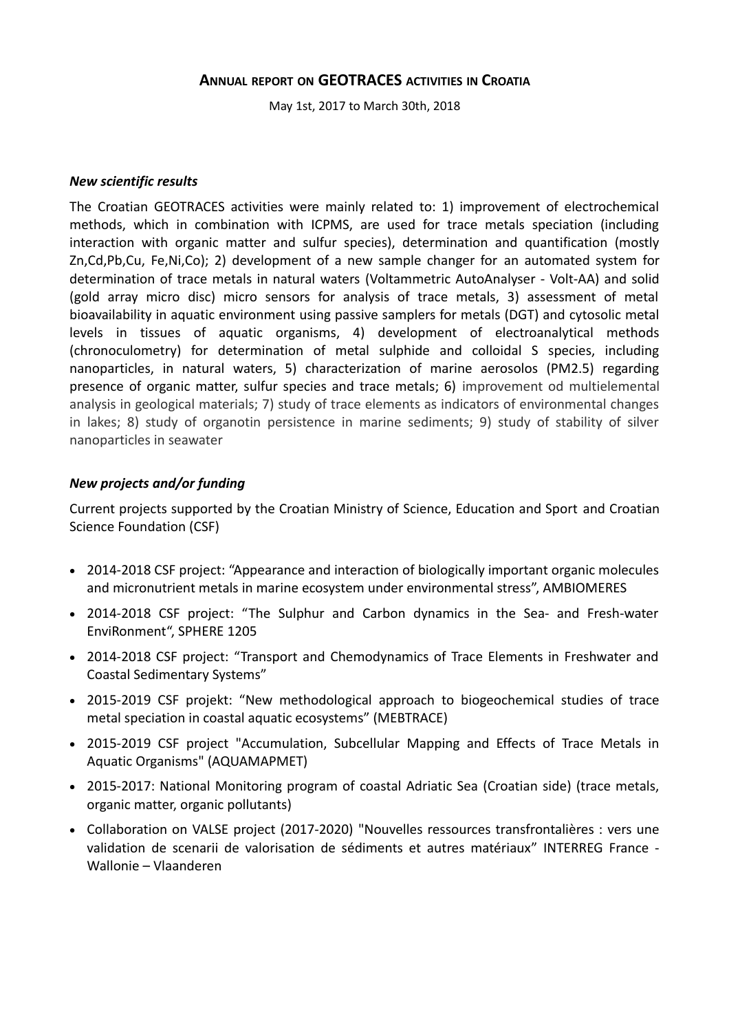## Annual report on GEOTRACES activities in Croatia

May 1st, 2017 to March 30th, 2018

### *New scientific results*

The Croatian GEOTRACES activities were mainly related to: 1) improvement of electrochemical methods, which in combination with ICPMS, are used for trace metals speciation (including interaction with organic matter and sulfur species), determination and quantification (mostly Zn,Cd,Pb,Cu, Fe,Ni,Co); 2) development of a new sample changer for an automated system for determination of trace metals in natural waters (Voltammetric AutoAnalyser - Volt-AA) and solid (gold array micro disc) micro sensors for analysis of trace metals, 3) assessment of metal bioavailability in aquatic environment using passive samplers for metals (DGT) and cytosolic metal levels in tissues of aquatic organisms, 4) development of electroanalytical methods (chronoculometry) for determination of metal sulphide and colloidal S species, including nanoparticles, in natural waters, 5) characterization of marine aerosolos (PM2.5) regarding presence of organic matter, sulfur species and trace metals; 6) improvement od multielemental analysis in geological materials; 7) study of trace elements as indicators of environmental changes in lakes; 8) study of organotin persistence in marine sediments; 9) study of stability of silver nanoparticles in seawater

### *New projects and/or funding*

Current projects supported by the Croatian Ministry of Science, Education and Sport and Croatian Science Foundation (CSF)

- 2014-2018 CSF project: "Appearance and interaction of biologically important organic molecules and micronutrient metals in marine ecosystem under environmental stress", AMBIOMERES
- 2014-2018 CSF project: "The Sulphur and Carbon dynamics in the Sea- and Fresh-water EnviRonment", SPHERE 1205
- 2014-2018 CSF project: "Transport and Chemodynamics of Trace Elements in Freshwater and Coastal Sedimentary Systems"
- 2015-2019 CSF projekt: "New methodological approach to biogeochemical studies of trace metal speciation in coastal aquatic ecosystems" (MEBTRACE)
- 2015-2019 CSF project "Accumulation, Subcellular Mapping and Effects of Trace Metals in Aquatic Organisms" (AQUAMAPMET)
- 2015-2017: National Monitoring program of coastal Adriatic Sea (Croatian side) (trace metals, organic matter, organic pollutants)
- Collaboration on VALSE project (2017-2020) "Nouvelles ressources transfrontalières : vers une validation de scenarii de valorisation de sédiments et autres matériaux" INTERREG France - Wallonie – Vlaanderen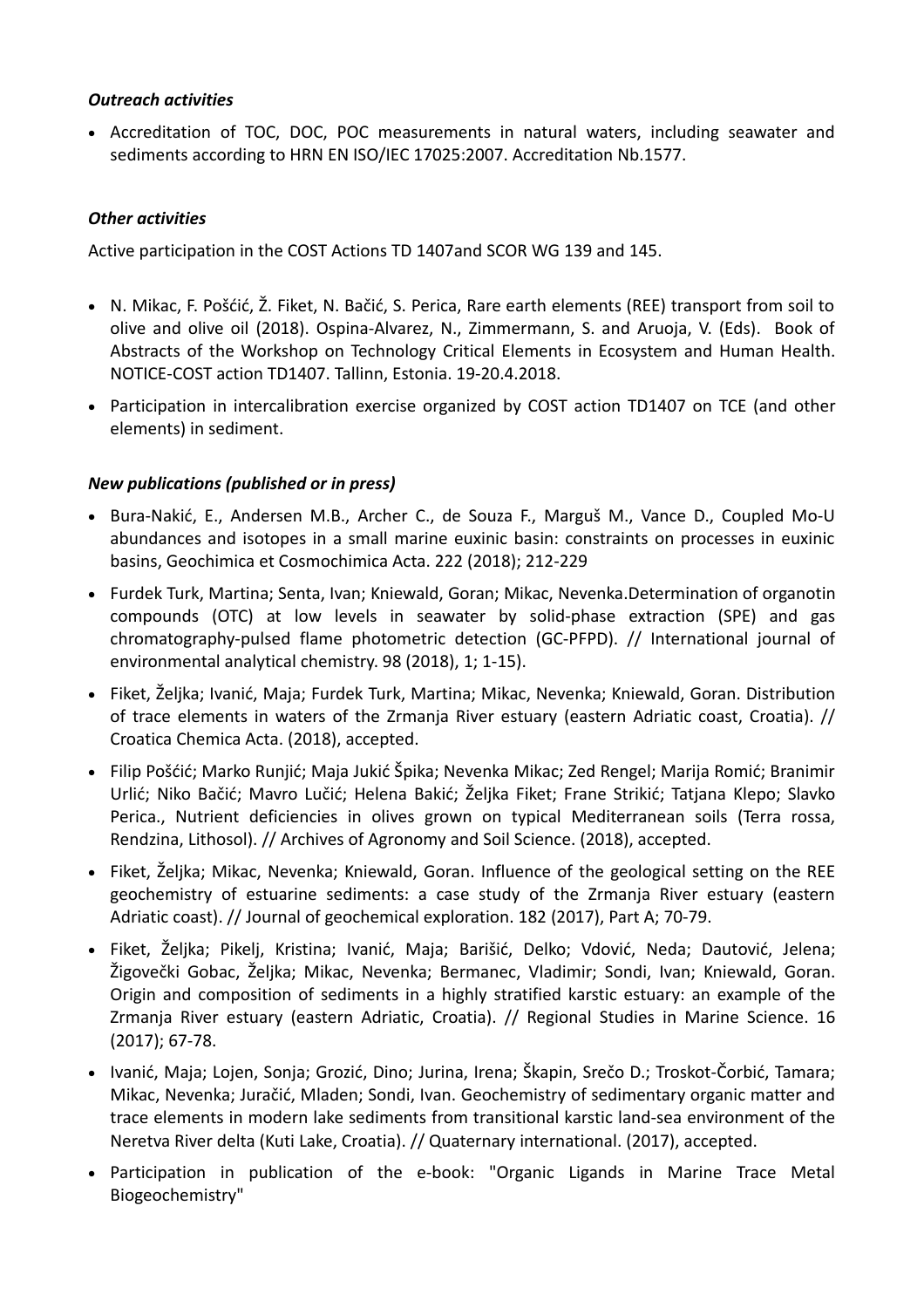### *Outreach activities*

- Accreditation of TOC, DOC, POC measurements in natural waters, including seawater and sediments according to HRN EN ISO/IEC 17025:2007. Accreditation Nb.1577.

### *Other activities*

Active participation in the COST Actions TD 1407and SCOR WG 139 and 145.

- N. Mikac, F. Pošćić, Ž. Fiket, N. Bačić, S. Perica, Rare earth elements (REE) transport from soil to olive and olive oil (2018). Ospina-Alvarez, N., Zimmermann, S. and Aruoja, V. (Eds). Book of Abstracts of the Workshop on Technology Critical Elements in Ecosystem and Human Health. NOTICE-COST action TD1407. Tallinn, Estonia. 19-20.4.2018.
- Participation in intercalibration exercise organized by COST action TD1407 on TCE (and other elements) in sediment.

### *New publications (published or in press)*

- Bura-Nakić, E., Andersen M.B., Archer C., de Souza F., Marguš M., Vance D., Coupled Mo-U abundances and isotopes in a small marine euxinic basin: constraints on processes in euxinic basins, Geochimica et Cosmochimica Acta. 222 (2018); 212-229
- Furdek Turk, Martina; Senta, Ivan; Kniewald, Goran; Mikac, Nevenka.Determination of organotin compounds (OTC) at low levels in seawater by solid-phase extraction (SPE) and gas chromatography-pulsed flame photometric detection (GC-PFPD). // International journal of environmental analytical chemistry. 98 (2018), 1; 1-15).
- Fiket, Željka; Ivanić, Maja; Furdek Turk, Martina; Mikac, Nevenka; Kniewald, Goran. Distribution of trace elements in waters of the Zrmanja River estuary (eastern Adriatic coast, Croatia). // Croatica Chemica Acta. (2018), accepted.
- Filip Pošćić; Marko Runjić; Maja Jukić Špika; Nevenka Mikac; Zed Rengel; Marija Romić; Branimir Urlić; Niko Bačić; Mavro Lučić; Helena Bakić; Željka Fiket; Frane Strikić; Tatjana Klepo; Slavko Perica., Nutrient deficiencies in olives grown on typical Mediterranean soils (Terra rossa, Rendzina, Lithosol). // Archives of Agronomy and Soil Science. (2018), accepted.
- Fiket, Željka; Mikac, Nevenka; Kniewald, Goran. Influence of the geological setting on the REE geochemistry of estuarine sediments: a case study of the Zrmanja River estuary (eastern Adriatic coast). // Journal of geochemical exploration. 182 (2017), Part A; 70-79.
- Fiket, Željka; Pikelj, Kristina; Ivanić, Maja; Barišić, Delko; Vdović, Neda; Dautović, Jelena; Žigovečki Gobac, Željka; Mikac, Nevenka; Bermanec, Vladimir; Sondi, Ivan; Kniewald, Goran. Origin and composition of sediments in a highly stratified karstic estuary: an example of the Zrmanja River estuary (eastern Adriatic, Croatia). // Regional Studies in Marine Science. 16 (2017); 67-78.
- Ivanić, Maja; Lojen, Sonja; Grozić, Dino; Jurina, Irena; Škapin, Srečo D.; Troskot-Čorbić, Tamara; Mikac, Nevenka; Juračić, Mladen; Sondi, Ivan. Geochemistry of sedimentary organic matter and trace elements in modern lake sediments from transitional karstic land-sea environment of the Neretva River delta (Kuti Lake, Croatia). // Quaternary international. (2017), accepted.
- Participation in publication of the e-book: "Organic Ligands in Marine Trace Metal Biogeochemistry"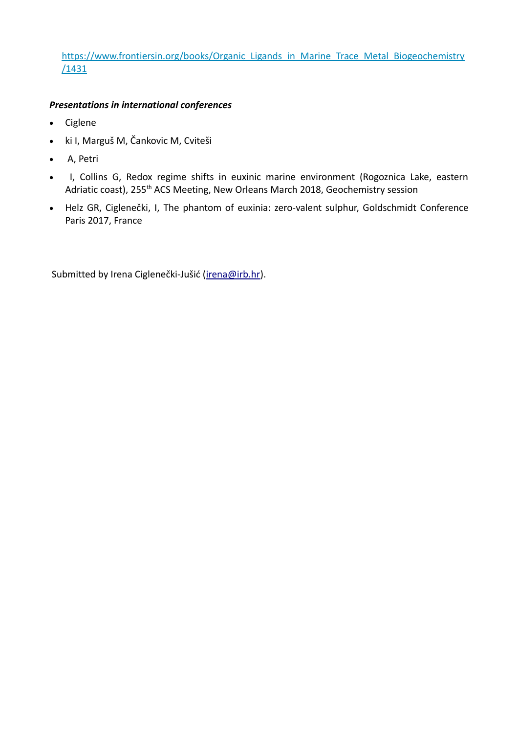https://www.frontiersin.org/books/Organic_Ligands_in_Marine_Trace_Metal_Biogeochemistry/1431

***Presentations in international conferences***

- Ciglene
- ki I, Marguš M, Čankovic M, Cviteši
- A, Petri
- I, Collins G, Redox regime shifts in euxinic marine environment (Rogoznica Lake, eastern Adriatic coast), 255th ACS Meeting, New Orleans March 2018, Geochemistry session
- Helz GR, Ciglenečki, I, The phantom of euxinia: zero-valent sulphur, Goldschmidt Conference Paris 2017, France

Submitted by Irena Ciglenečki-Jušić (irena@irb.hr).